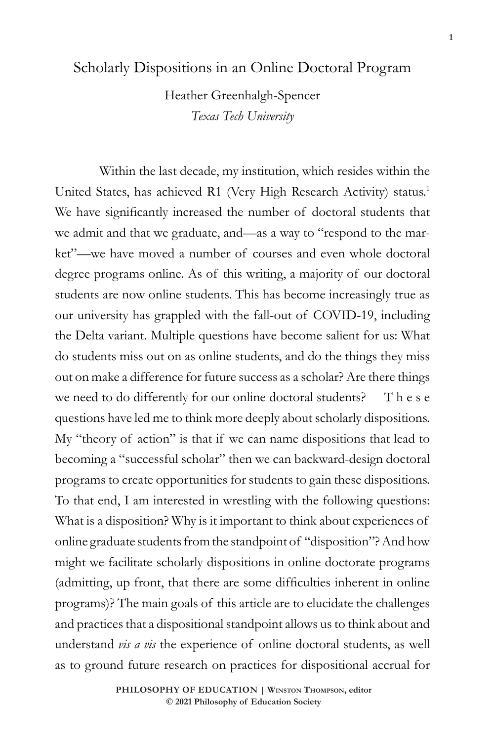# Scholarly Dispositions in an Online Doctoral Program

Heather Greenhalgh-Spencer

*Texas Tech University*

Within the last decade, my institution, which resides within the United States, has achieved R1 (Very High Research Activity) status.[1] We have significantly increased the number of doctoral students that we admit and that we graduate, and—as a way to "respond to the market"—we have moved a number of courses and even whole doctoral degree programs online. As of this writing, a majority of our doctoral students are now online students. This has become increasingly true as our university has grappled with the fall-out of COVID-19, including the Delta variant. Multiple questions have become salient for us: What do students miss out on as online students, and do the things they miss out on make a difference for future success as a scholar? Are there things we need to do differently for our online doctoral students? These questions have led me to think more deeply about scholarly dispositions. My "theory of action" is that if we can name dispositions that lead to becoming a "successful scholar" then we can backward-design doctoral programs to create opportunities for students to gain these dispositions. To that end, I am interested in wrestling with the following questions: What is a disposition? Why is it important to think about experiences of online graduate students from the standpoint of "disposition"? And how might we facilitate scholarly dispositions in online doctorate programs (admitting, up front, that there are some difficulties inherent in online programs)? The main goals of this article are to elucidate the challenges and practices that a dispositional standpoint allows us to think about and understand *vis a vis* the experience of online doctoral students, as well as to ground future research on practices for dispositional accrual for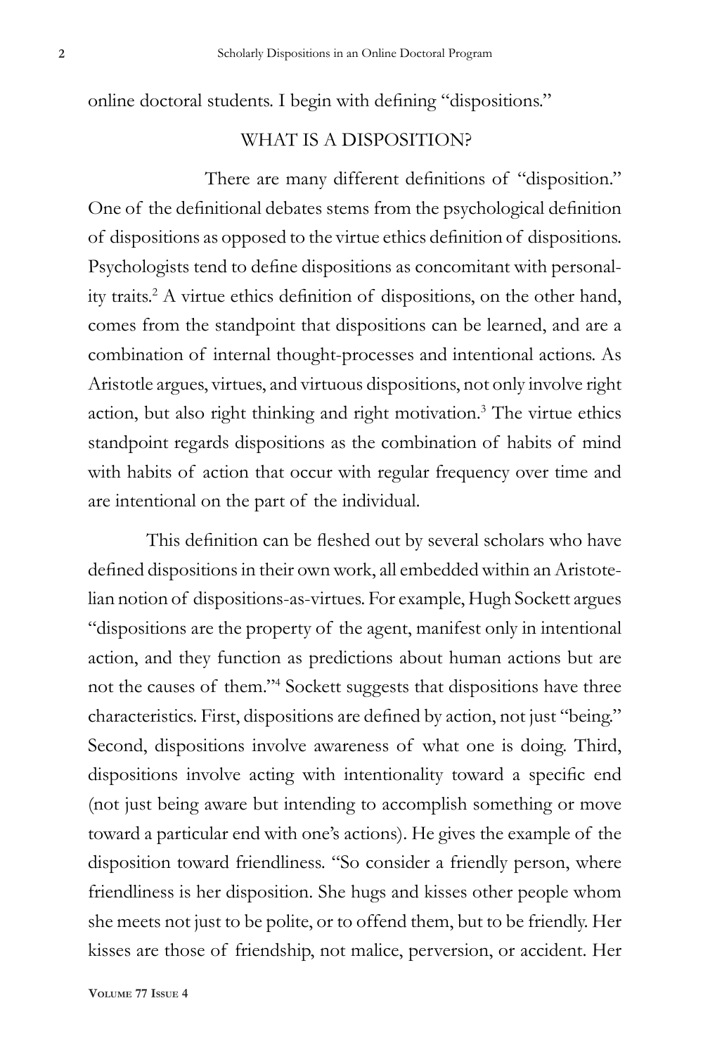online doctoral students. I begin with defining "dispositions."

## WHAT IS A DISPOSITION?

There are many different definitions of "disposition." One of the definitional debates stems from the psychological definition of dispositions as opposed to the virtue ethics definition of dispositions. Psychologists tend to define dispositions as concomitant with personality traits.[2] A virtue ethics definition of dispositions, on the other hand, comes from the standpoint that dispositions can be learned, and are a combination of internal thought-processes and intentional actions. As Aristotle argues, virtues, and virtuous dispositions, not only involve right action, but also right thinking and right motivation.[3] The virtue ethics standpoint regards dispositions as the combination of habits of mind with habits of action that occur with regular frequency over time and are intentional on the part of the individual.

This definition can be fleshed out by several scholars who have defined dispositions in their own work, all embedded within an Aristotelian notion of dispositions-as-virtues. For example, Hugh Sockett argues "dispositions are the property of the agent, manifest only in intentional action, and they function as predictions about human actions but are not the causes of them."[4] Sockett suggests that dispositions have three characteristics. First, dispositions are defined by action, not just "being." Second, dispositions involve awareness of what one is doing. Third, dispositions involve acting with intentionality toward a specific end (not just being aware but intending to accomplish something or move toward a particular end with one's actions). He gives the example of the disposition toward friendliness. "So consider a friendly person, where friendliness is her disposition. She hugs and kisses other people whom she meets not just to be polite, or to offend them, but to be friendly. Her kisses are those of friendship, not malice, perversion, or accident. Her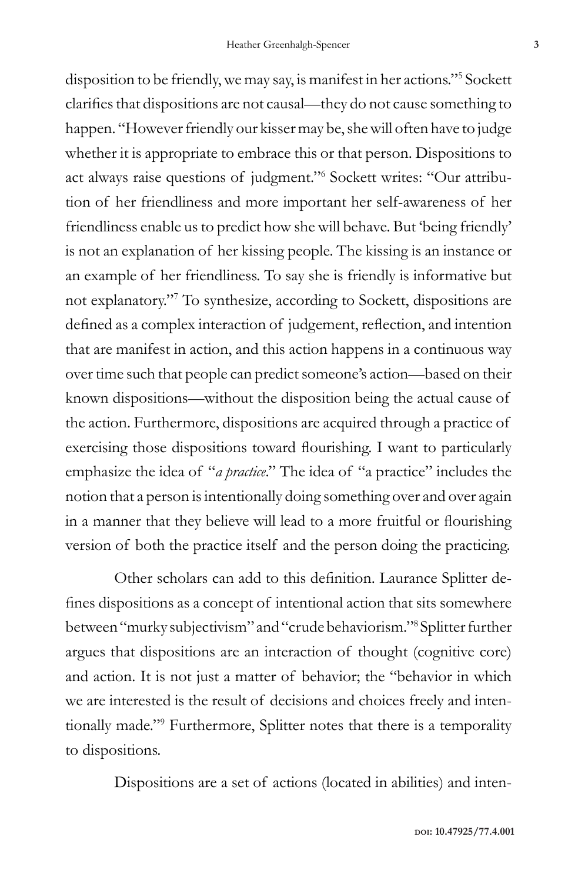disposition to be friendly, we may say, is manifest in her actions."[5] Sockett clarifies that dispositions are not causal—they do not cause something to happen. "However friendly our kisser may be, she will often have to judge whether it is appropriate to embrace this or that person. Dispositions to act always raise questions of judgment."[6] Sockett writes: "Our attribution of her friendliness and more important her self-awareness of her friendliness enable us to predict how she will behave. But 'being friendly' is not an explanation of her kissing people. The kissing is an instance or an example of her friendliness. To say she is friendly is informative but not explanatory."[7] To synthesize, according to Sockett, dispositions are defined as a complex interaction of judgement, reflection, and intention that are manifest in action, and this action happens in a continuous way over time such that people can predict someone's action—based on their known dispositions—without the disposition being the actual cause of the action. Furthermore, dispositions are acquired through a practice of exercising those dispositions toward flourishing. I want to particularly emphasize the idea of "*a practice*." The idea of "a practice" includes the notion that a person is intentionally doing something over and over again in a manner that they believe will lead to a more fruitful or flourishing version of both the practice itself and the person doing the practicing.

Other scholars can add to this definition. Laurance Splitter defines dispositions as a concept of intentional action that sits somewhere between "murky subjectivism" and "crude behaviorism."[8] Splitter further argues that dispositions are an interaction of thought (cognitive core) and action. It is not just a matter of behavior; the "behavior in which we are interested is the result of decisions and choices freely and intentionally made."[9] Furthermore, Splitter notes that there is a temporality to dispositions.

Dispositions are a set of actions (located in abilities) and inten-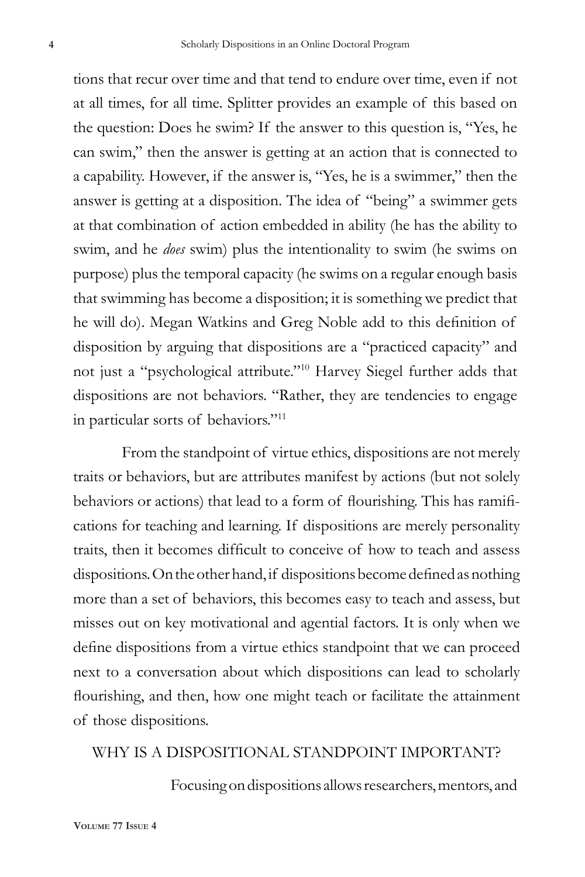tions that recur over time and that tend to endure over time, even if not at all times, for all time. Splitter provides an example of this based on the question: Does he swim? If the answer to this question is, "Yes, he can swim," then the answer is getting at an action that is connected to a capability. However, if the answer is, "Yes, he is a swimmer," then the answer is getting at a disposition. The idea of "being" a swimmer gets at that combination of action embedded in ability (he has the ability to swim, and he *does* swim) plus the intentionality to swim (he swims on purpose) plus the temporal capacity (he swims on a regular enough basis that swimming has become a disposition; it is something we predict that he will do). Megan Watkins and Greg Noble add to this definition of disposition by arguing that dispositions are a "practiced capacity" and not just a "psychological attribute."[10] Harvey Siegel further adds that dispositions are not behaviors. "Rather, they are tendencies to engage in particular sorts of behaviors."[11]

From the standpoint of virtue ethics, dispositions are not merely traits or behaviors, but are attributes manifest by actions (but not solely behaviors or actions) that lead to a form of flourishing. This has ramifications for teaching and learning. If dispositions are merely personality traits, then it becomes difficult to conceive of how to teach and assess dispositions. On the other hand, if dispositions become defined as nothing more than a set of behaviors, this becomes easy to teach and assess, but misses out on key motivational and agential factors. It is only when we define dispositions from a virtue ethics standpoint that we can proceed next to a conversation about which dispositions can lead to scholarly flourishing, and then, how one might teach or facilitate the attainment of those dispositions.

## WHY IS A DISPOSITIONAL STANDPOINT IMPORTANT?

Focusing on dispositions allows researchers, mentors, and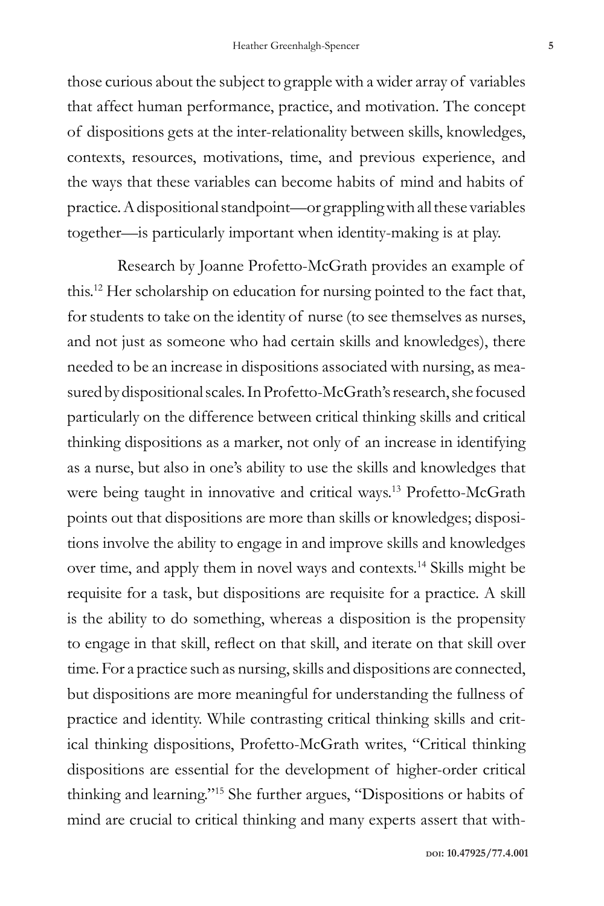those curious about the subject to grapple with a wider array of variables that affect human performance, practice, and motivation. The concept of dispositions gets at the inter-relationality between skills, knowledges, contexts, resources, motivations, time, and previous experience, and the ways that these variables can become habits of mind and habits of practice. A dispositional standpoint—or grappling with all these variables together—is particularly important when identity-making is at play.

Research by Joanne Profetto-McGrath provides an example of this.[12] Her scholarship on education for nursing pointed to the fact that, for students to take on the identity of nurse (to see themselves as nurses, and not just as someone who had certain skills and knowledges), there needed to be an increase in dispositions associated with nursing, as measured by dispositional scales. In Profetto-McGrath's research, she focused particularly on the difference between critical thinking skills and critical thinking dispositions as a marker, not only of an increase in identifying as a nurse, but also in one's ability to use the skills and knowledges that were being taught in innovative and critical ways.[13] Profetto-McGrath points out that dispositions are more than skills or knowledges; dispositions involve the ability to engage in and improve skills and knowledges over time, and apply them in novel ways and contexts.[14] Skills might be requisite for a task, but dispositions are requisite for a practice. A skill is the ability to do something, whereas a disposition is the propensity to engage in that skill, reflect on that skill, and iterate on that skill over time. For a practice such as nursing, skills and dispositions are connected, but dispositions are more meaningful for understanding the fullness of practice and identity. While contrasting critical thinking skills and critical thinking dispositions, Profetto-McGrath writes, "Critical thinking dispositions are essential for the development of higher-order critical thinking and learning."[15] She further argues, "Dispositions or habits of mind are crucial to critical thinking and many experts assert that with-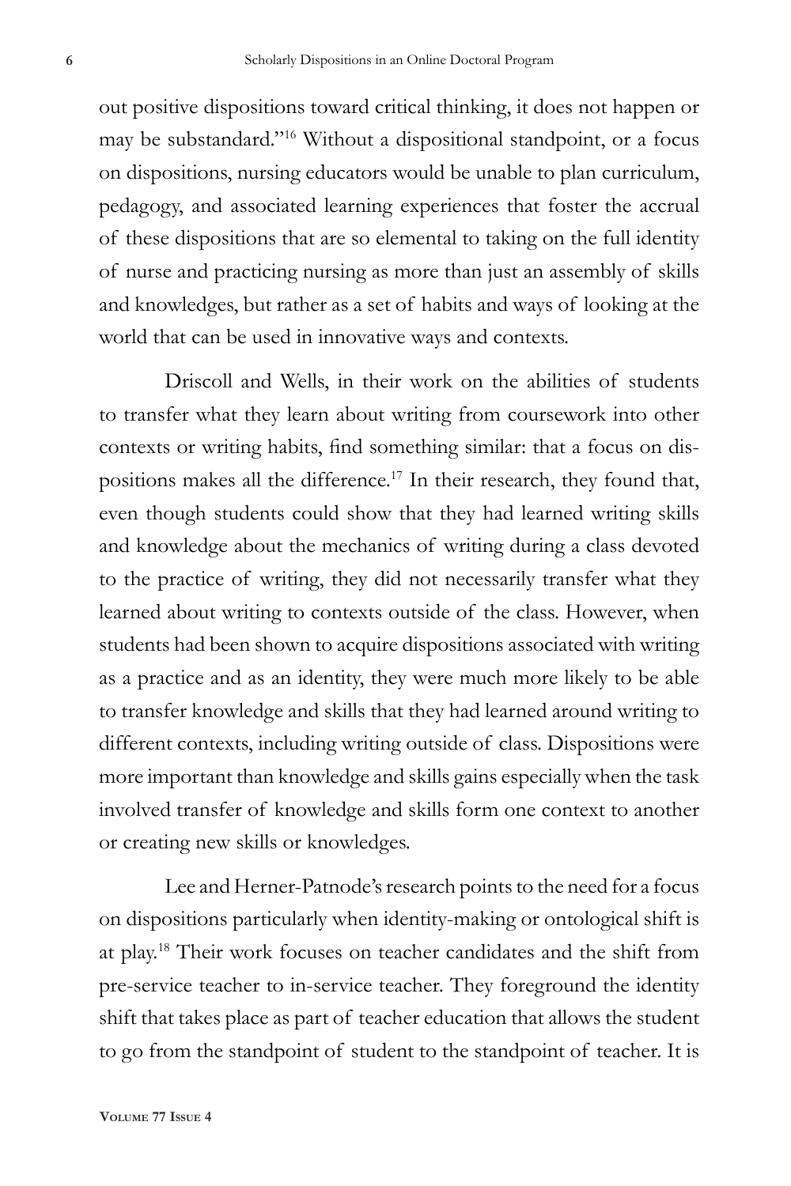out positive dispositions toward critical thinking, it does not happen or may be substandard."[16] Without a dispositional standpoint, or a focus on dispositions, nursing educators would be unable to plan curriculum, pedagogy, and associated learning experiences that foster the accrual of these dispositions that are so elemental to taking on the full identity of nurse and practicing nursing as more than just an assembly of skills and knowledges, but rather as a set of habits and ways of looking at the world that can be used in innovative ways and contexts.

Driscoll and Wells, in their work on the abilities of students to transfer what they learn about writing from coursework into other contexts or writing habits, find something similar: that a focus on dispositions makes all the difference.[17] In their research, they found that, even though students could show that they had learned writing skills and knowledge about the mechanics of writing during a class devoted to the practice of writing, they did not necessarily transfer what they learned about writing to contexts outside of the class. However, when students had been shown to acquire dispositions associated with writing as a practice and as an identity, they were much more likely to be able to transfer knowledge and skills that they had learned around writing to different contexts, including writing outside of class. Dispositions were more important than knowledge and skills gains especially when the task involved transfer of knowledge and skills form one context to another or creating new skills or knowledges.

Lee and Herner-Patnode's research points to the need for a focus on dispositions particularly when identity-making or ontological shift is at play.[18] Their work focuses on teacher candidates and the shift from pre-service teacher to in-service teacher. They foreground the identity shift that takes place as part of teacher education that allows the student to go from the standpoint of student to the standpoint of teacher. It is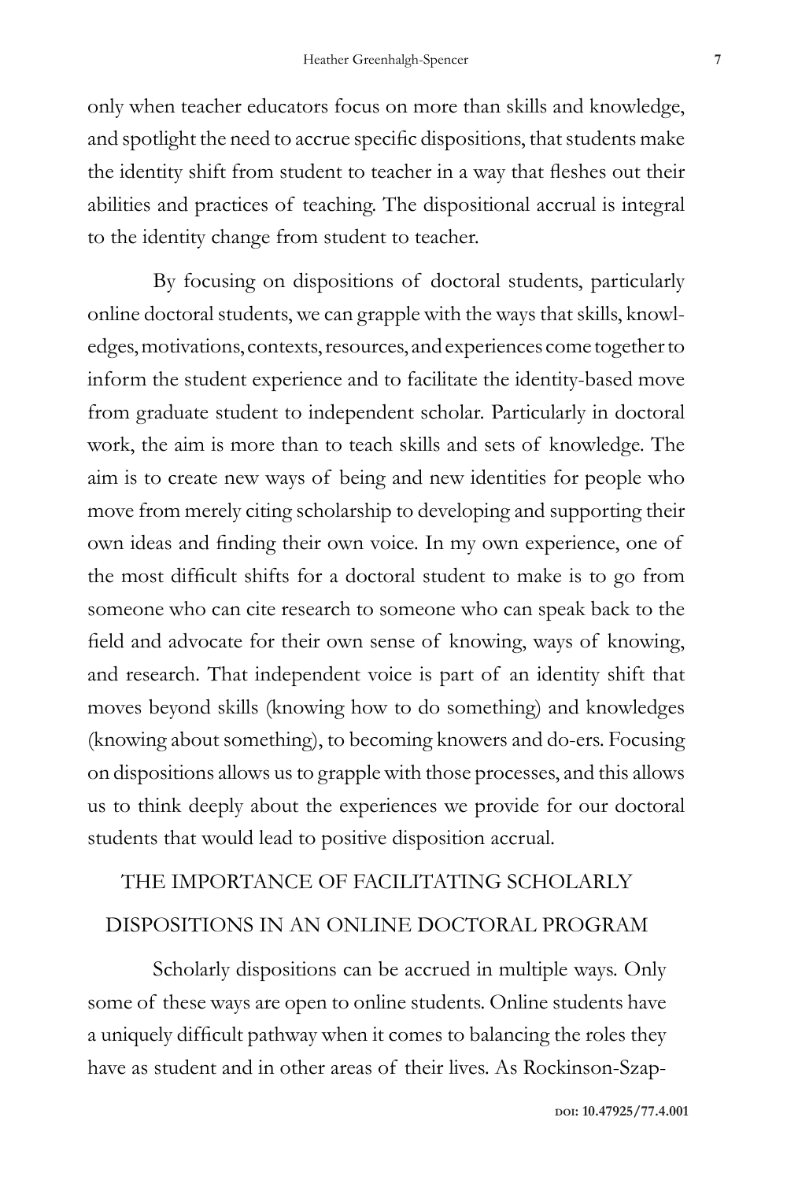only when teacher educators focus on more than skills and knowledge, and spotlight the need to accrue specific dispositions, that students make the identity shift from student to teacher in a way that fleshes out their abilities and practices of teaching. The dispositional accrual is integral to the identity change from student to teacher.

By focusing on dispositions of doctoral students, particularly online doctoral students, we can grapple with the ways that skills, knowledges, motivations, contexts, resources, and experiences come together to inform the student experience and to facilitate the identity-based move from graduate student to independent scholar. Particularly in doctoral work, the aim is more than to teach skills and sets of knowledge. The aim is to create new ways of being and new identities for people who move from merely citing scholarship to developing and supporting their own ideas and finding their own voice. In my own experience, one of the most difficult shifts for a doctoral student to make is to go from someone who can cite research to someone who can speak back to the field and advocate for their own sense of knowing, ways of knowing, and research. That independent voice is part of an identity shift that moves beyond skills (knowing how to do something) and knowledges (knowing about something), to becoming knowers and do-ers. Focusing on dispositions allows us to grapple with those processes, and this allows us to think deeply about the experiences we provide for our doctoral students that would lead to positive disposition accrual.

## THE IMPORTANCE OF FACILITATING SCHOLARLY DISPOSITIONS IN AN ONLINE DOCTORAL PROGRAM

Scholarly dispositions can be accrued in multiple ways. Only some of these ways are open to online students. Online students have a uniquely difficult pathway when it comes to balancing the roles they have as student and in other areas of their lives. As Rockinson-Szap-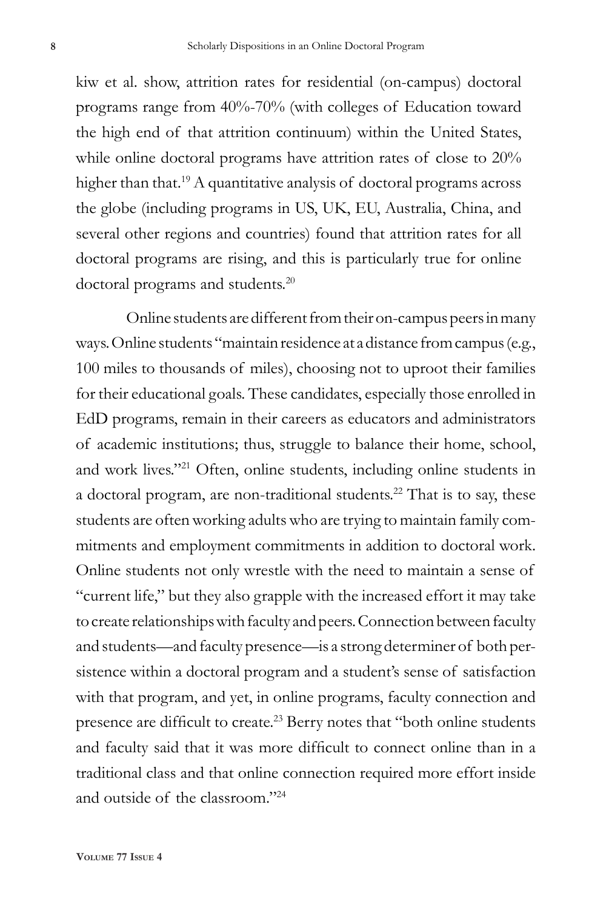kiw et al. show, attrition rates for residential (on-campus) doctoral programs range from 40%-70% (with colleges of Education toward the high end of that attrition continuum) within the United States, while online doctoral programs have attrition rates of close to 20% higher than that.[19] A quantitative analysis of doctoral programs across the globe (including programs in US, UK, EU, Australia, China, and several other regions and countries) found that attrition rates for all doctoral programs are rising, and this is particularly true for online doctoral programs and students.[20]

Online students are different from their on-campus peers in many ways. Online students "maintain residence at a distance from campus (e.g., 100 miles to thousands of miles), choosing not to uproot their families for their educational goals. These candidates, especially those enrolled in EdD programs, remain in their careers as educators and administrators of academic institutions; thus, struggle to balance their home, school, and work lives."[21] Often, online students, including online students in a doctoral program, are non-traditional students.[22] That is to say, these students are often working adults who are trying to maintain family commitments and employment commitments in addition to doctoral work. Online students not only wrestle with the need to maintain a sense of "current life," but they also grapple with the increased effort it may take to create relationships with faculty and peers. Connection between faculty and students—and faculty presence—is a strong determiner of both persistence within a doctoral program and a student's sense of satisfaction with that program, and yet, in online programs, faculty connection and presence are difficult to create.[23] Berry notes that "both online students and faculty said that it was more difficult to connect online than in a traditional class and that online connection required more effort inside and outside of the classroom."[24]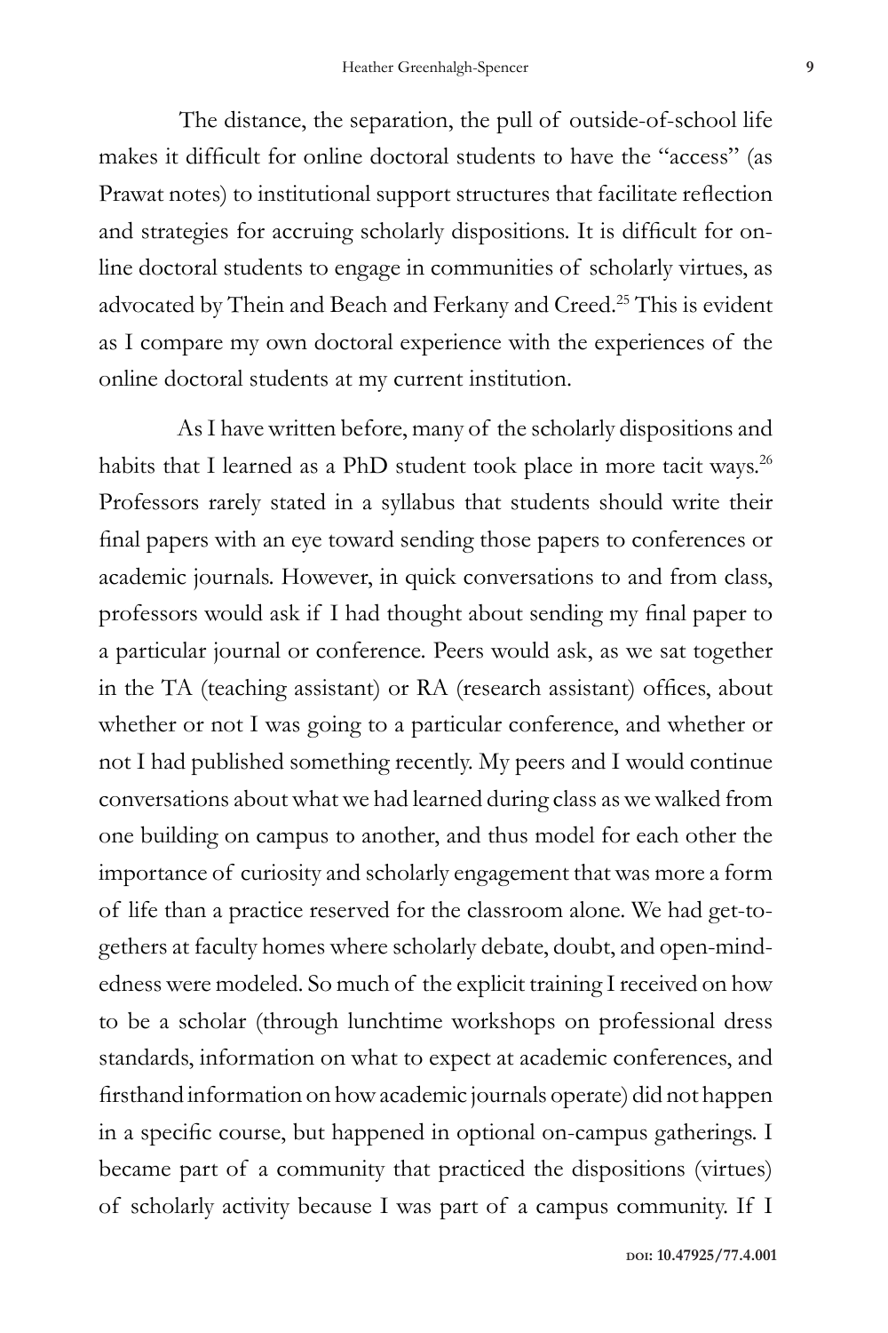The distance, the separation, the pull of outside-of-school life makes it difficult for online doctoral students to have the "access" (as Prawat notes) to institutional support structures that facilitate reflection and strategies for accruing scholarly dispositions. It is difficult for online doctoral students to engage in communities of scholarly virtues, as advocated by Thein and Beach and Ferkany and Creed.[25] This is evident as I compare my own doctoral experience with the experiences of the online doctoral students at my current institution.

As I have written before, many of the scholarly dispositions and habits that I learned as a PhD student took place in more tacit ways.[26] Professors rarely stated in a syllabus that students should write their final papers with an eye toward sending those papers to conferences or academic journals. However, in quick conversations to and from class, professors would ask if I had thought about sending my final paper to a particular journal or conference. Peers would ask, as we sat together in the TA (teaching assistant) or RA (research assistant) offices, about whether or not I was going to a particular conference, and whether or not I had published something recently. My peers and I would continue conversations about what we had learned during class as we walked from one building on campus to another, and thus model for each other the importance of curiosity and scholarly engagement that was more a form of life than a practice reserved for the classroom alone. We had get-togethers at faculty homes where scholarly debate, doubt, and open-mindedness were modeled. So much of the explicit training I received on how to be a scholar (through lunchtime workshops on professional dress standards, information on what to expect at academic conferences, and firsthand information on how academic journals operate) did not happen in a specific course, but happened in optional on-campus gatherings. I became part of a community that practiced the dispositions (virtues) of scholarly activity because I was part of a campus community. If I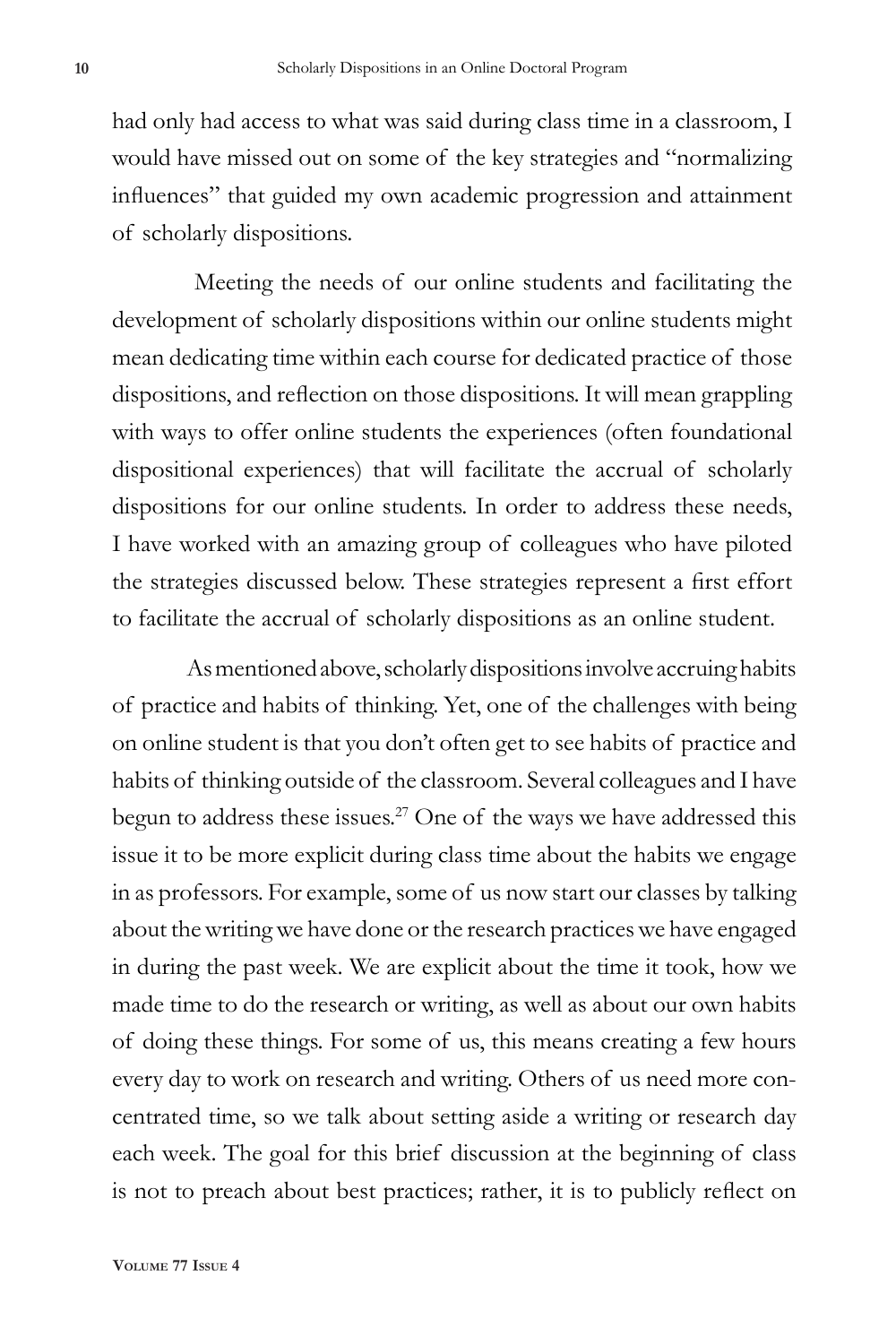had only had access to what was said during class time in a classroom, I would have missed out on some of the key strategies and "normalizing influences" that guided my own academic progression and attainment of scholarly dispositions.

Meeting the needs of our online students and facilitating the development of scholarly dispositions within our online students might mean dedicating time within each course for dedicated practice of those dispositions, and reflection on those dispositions. It will mean grappling with ways to offer online students the experiences (often foundational dispositional experiences) that will facilitate the accrual of scholarly dispositions for our online students. In order to address these needs, I have worked with an amazing group of colleagues who have piloted the strategies discussed below. These strategies represent a first effort to facilitate the accrual of scholarly dispositions as an online student.

As mentioned above, scholarly dispositions involve accruing habits of practice and habits of thinking. Yet, one of the challenges with being on online student is that you don't often get to see habits of practice and habits of thinking outside of the classroom. Several colleagues and I have begun to address these issues.[27] One of the ways we have addressed this issue it to be more explicit during class time about the habits we engage in as professors. For example, some of us now start our classes by talking about the writing we have done or the research practices we have engaged in during the past week. We are explicit about the time it took, how we made time to do the research or writing, as well as about our own habits of doing these things. For some of us, this means creating a few hours every day to work on research and writing. Others of us need more concentrated time, so we talk about setting aside a writing or research day each week. The goal for this brief discussion at the beginning of class is not to preach about best practices; rather, it is to publicly reflect on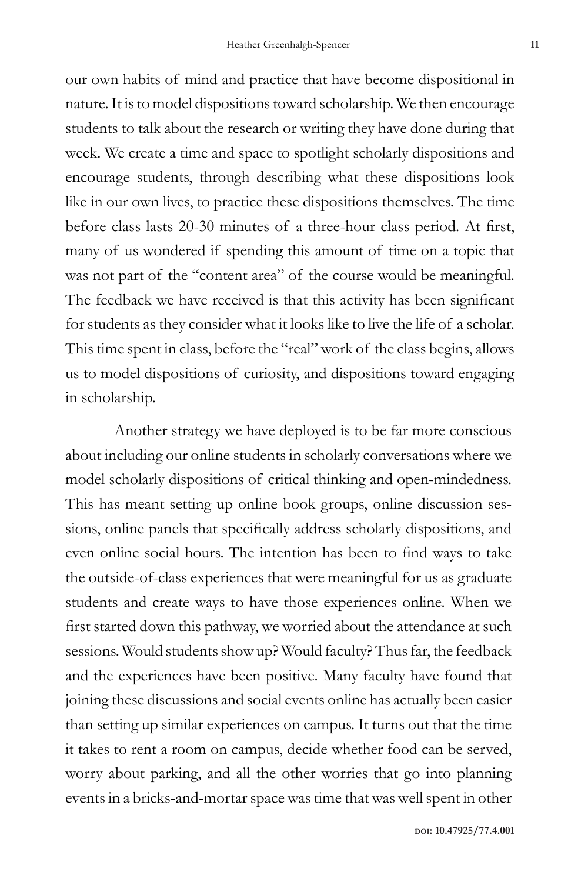our own habits of mind and practice that have become dispositional in nature. It is to model dispositions toward scholarship. We then encourage students to talk about the research or writing they have done during that week. We create a time and space to spotlight scholarly dispositions and encourage students, through describing what these dispositions look like in our own lives, to practice these dispositions themselves. The time before class lasts 20-30 minutes of a three-hour class period. At first, many of us wondered if spending this amount of time on a topic that was not part of the "content area" of the course would be meaningful. The feedback we have received is that this activity has been significant for students as they consider what it looks like to live the life of a scholar. This time spent in class, before the "real" work of the class begins, allows us to model dispositions of curiosity, and dispositions toward engaging in scholarship.

Another strategy we have deployed is to be far more conscious about including our online students in scholarly conversations where we model scholarly dispositions of critical thinking and open-mindedness. This has meant setting up online book groups, online discussion sessions, online panels that specifically address scholarly dispositions, and even online social hours. The intention has been to find ways to take the outside-of-class experiences that were meaningful for us as graduate students and create ways to have those experiences online. When we first started down this pathway, we worried about the attendance at such sessions. Would students show up? Would faculty? Thus far, the feedback and the experiences have been positive. Many faculty have found that joining these discussions and social events online has actually been easier than setting up similar experiences on campus. It turns out that the time it takes to rent a room on campus, decide whether food can be served, worry about parking, and all the other worries that go into planning events in a bricks-and-mortar space was time that was well spent in other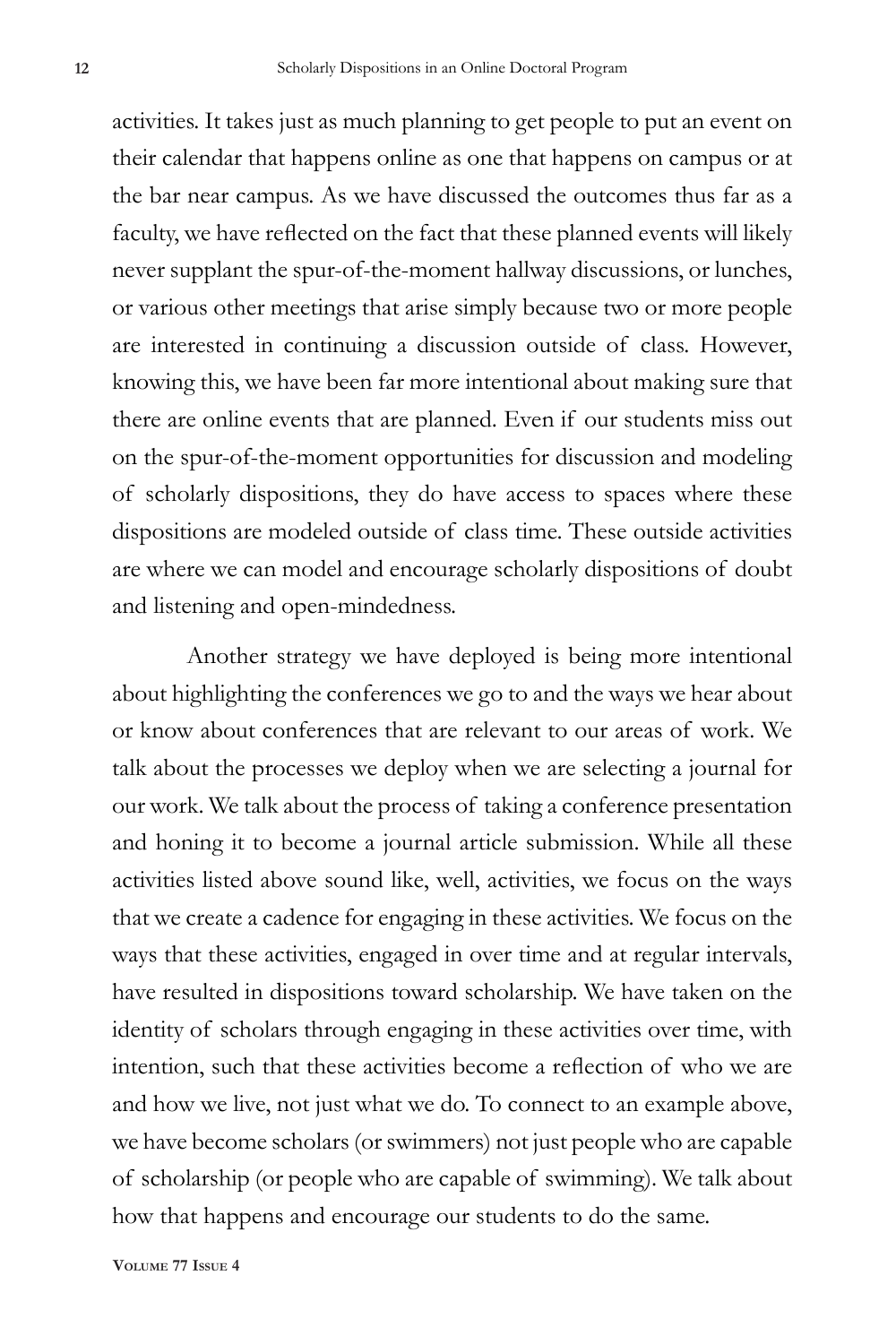activities. It takes just as much planning to get people to put an event on their calendar that happens online as one that happens on campus or at the bar near campus. As we have discussed the outcomes thus far as a faculty, we have reflected on the fact that these planned events will likely never supplant the spur-of-the-moment hallway discussions, or lunches, or various other meetings that arise simply because two or more people are interested in continuing a discussion outside of class. However, knowing this, we have been far more intentional about making sure that there are online events that are planned. Even if our students miss out on the spur-of-the-moment opportunities for discussion and modeling of scholarly dispositions, they do have access to spaces where these dispositions are modeled outside of class time. These outside activities are where we can model and encourage scholarly dispositions of doubt and listening and open-mindedness.

Another strategy we have deployed is being more intentional about highlighting the conferences we go to and the ways we hear about or know about conferences that are relevant to our areas of work. We talk about the processes we deploy when we are selecting a journal for our work. We talk about the process of taking a conference presentation and honing it to become a journal article submission. While all these activities listed above sound like, well, activities, we focus on the ways that we create a cadence for engaging in these activities. We focus on the ways that these activities, engaged in over time and at regular intervals, have resulted in dispositions toward scholarship. We have taken on the identity of scholars through engaging in these activities over time, with intention, such that these activities become a reflection of who we are and how we live, not just what we do. To connect to an example above, we have become scholars (or swimmers) not just people who are capable of scholarship (or people who are capable of swimming). We talk about how that happens and encourage our students to do the same.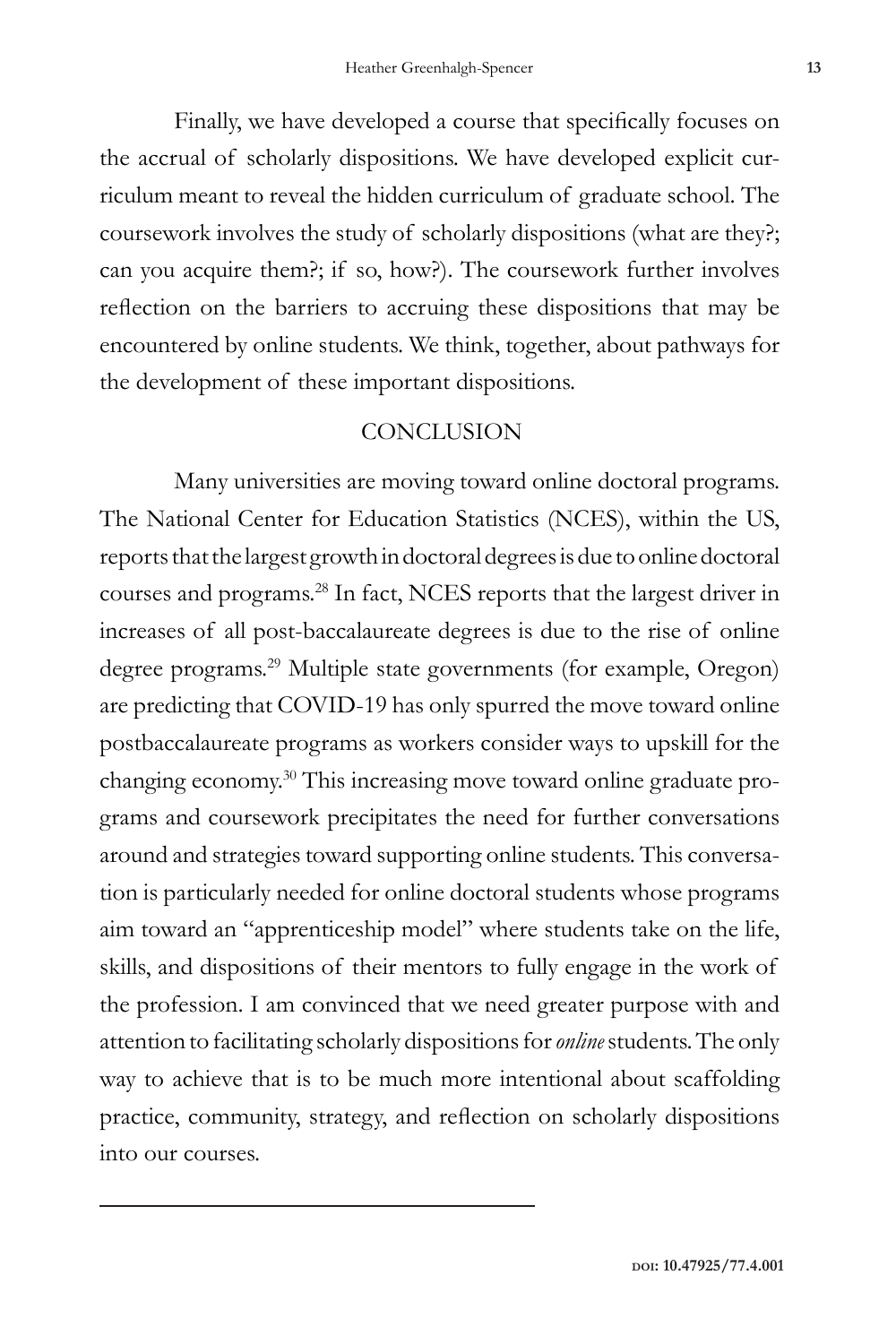Finally, we have developed a course that specifically focuses on the accrual of scholarly dispositions. We have developed explicit curriculum meant to reveal the hidden curriculum of graduate school. The coursework involves the study of scholarly dispositions (what are they?; can you acquire them?; if so, how?). The coursework further involves reflection on the barriers to accruing these dispositions that may be encountered by online students. We think, together, about pathways for the development of these important dispositions.

## CONCLUSION

Many universities are moving toward online doctoral programs. The National Center for Education Statistics (NCES), within the US, reports that the largest growth in doctoral degrees is due to online doctoral courses and programs.[28] In fact, NCES reports that the largest driver in increases of all post-baccalaureate degrees is due to the rise of online degree programs.[29] Multiple state governments (for example, Oregon) are predicting that COVID-19 has only spurred the move toward online postbaccalaureate programs as workers consider ways to upskill for the changing economy.[30] This increasing move toward online graduate programs and coursework precipitates the need for further conversations around and strategies toward supporting online students. This conversation is particularly needed for online doctoral students whose programs aim toward an "apprenticeship model" where students take on the life, skills, and dispositions of their mentors to fully engage in the work of the profession. I am convinced that we need greater purpose with and attention to facilitating scholarly dispositions for *online* students. The only way to achieve that is to be much more intentional about scaffolding practice, community, strategy, and reflection on scholarly dispositions into our courses.

---

doi: 10.47925/77.4.001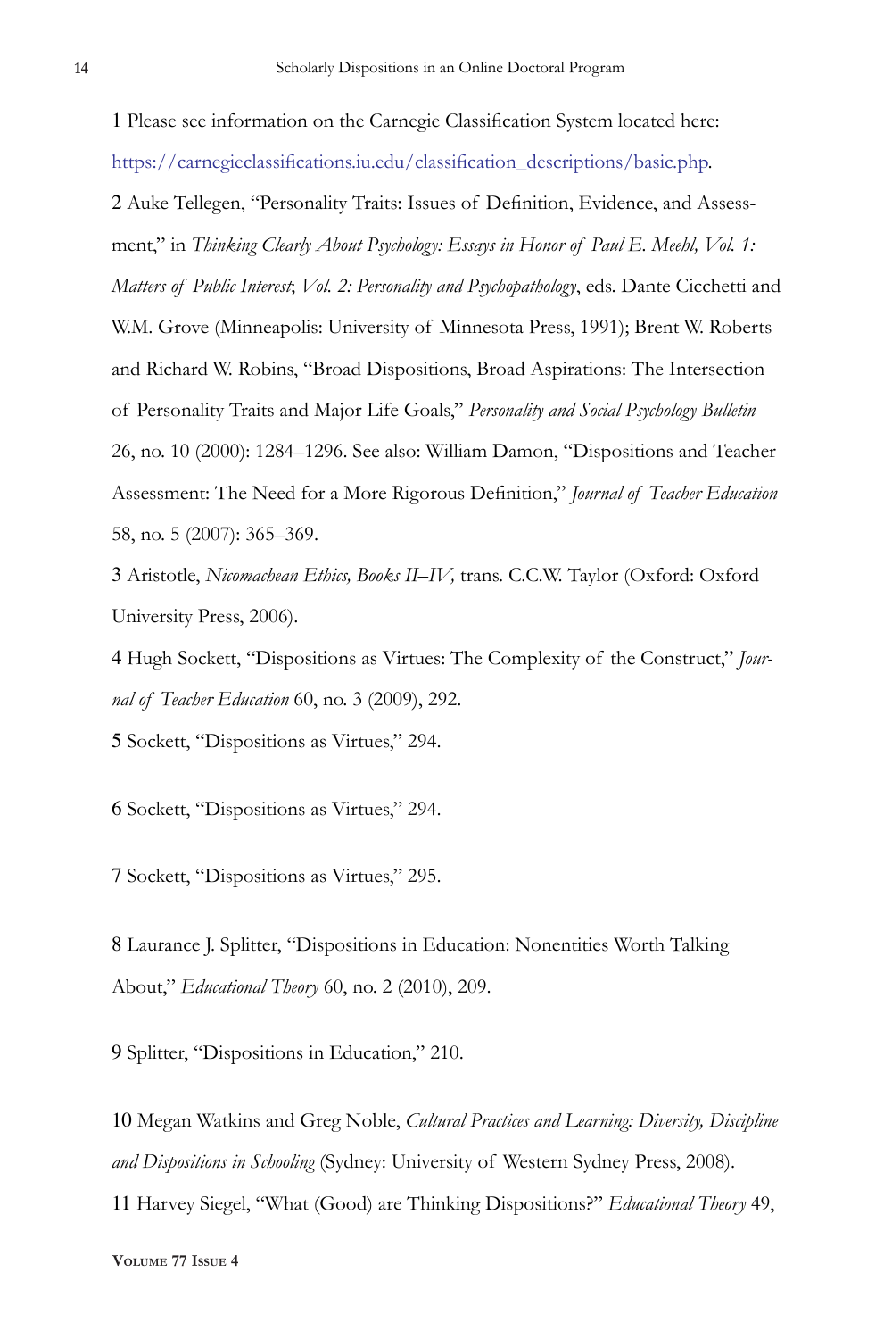1 Please see information on the Carnegie Classification System located here: https://carnegieclassifications.iu.edu/classification_descriptions/basic.php.

2 Auke Tellegen, "Personality Traits: Issues of Definition, Evidence, and Assessment," in *Thinking Clearly About Psychology: Essays in Honor of Paul E. Meehl, Vol. 1: Matters of Public Interest*; *Vol. 2: Personality and Psychopathology*, eds. Dante Cicchetti and W.M. Grove (Minneapolis: University of Minnesota Press, 1991); Brent W. Roberts and Richard W. Robins, "Broad Dispositions, Broad Aspirations: The Intersection of Personality Traits and Major Life Goals," *Personality and Social Psychology Bulletin* 26, no. 10 (2000): 1284–1296. See also: William Damon, "Dispositions and Teacher Assessment: The Need for a More Rigorous Definition," *Journal of Teacher Education* 58, no. 5 (2007): 365–369.

3 Aristotle, *Nicomachean Ethics, Books II–IV,* trans. C.C.W. Taylor (Oxford: Oxford University Press, 2006).

4 Hugh Sockett, "Dispositions as Virtues: The Complexity of the Construct," *Journal of Teacher Education* 60, no. 3 (2009), 292.

5 Sockett, "Dispositions as Virtues," 294.

6 Sockett, "Dispositions as Virtues," 294.

7 Sockett, "Dispositions as Virtues," 295.

8 Laurance J. Splitter, "Dispositions in Education: Nonentities Worth Talking About," *Educational Theory* 60, no. 2 (2010), 209.

9 Splitter, "Dispositions in Education," 210.

10 Megan Watkins and Greg Noble, *Cultural Practices and Learning: Diversity, Discipline and Dispositions in Schooling* (Sydney: University of Western Sydney Press, 2008).

11 Harvey Siegel, "What (Good) are Thinking Dispositions?" *Educational Theory* 49,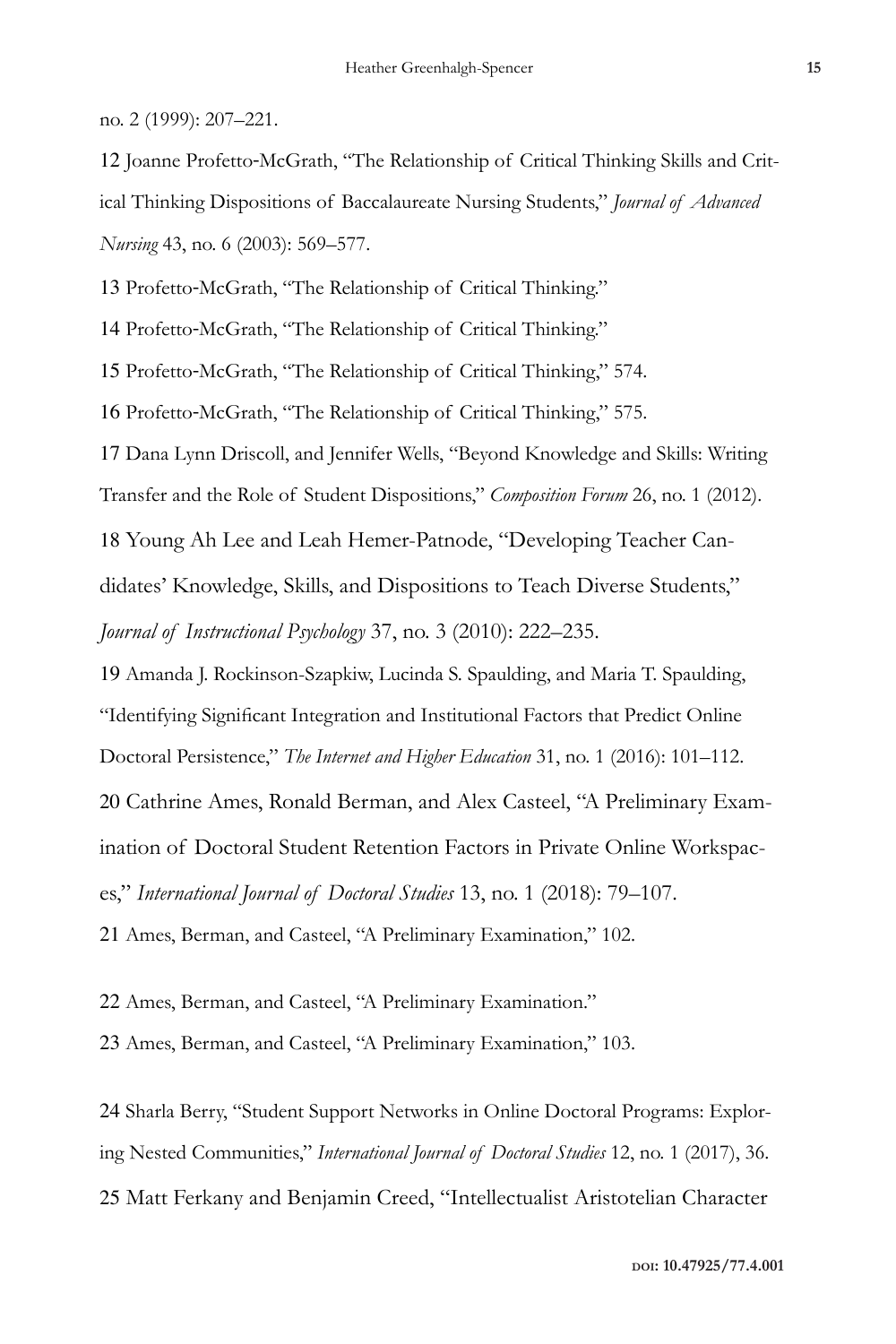no. 2 (1999): 207–221.

12 Joanne Profetto-McGrath, "The Relationship of Critical Thinking Skills and Critical Thinking Dispositions of Baccalaureate Nursing Students," *Journal of Advanced Nursing* 43, no. 6 (2003): 569–577.

13 Profetto-McGrath, "The Relationship of Critical Thinking."

14 Profetto-McGrath, "The Relationship of Critical Thinking."

15 Profetto-McGrath, "The Relationship of Critical Thinking," 574.

16 Profetto-McGrath, "The Relationship of Critical Thinking," 575.

17 Dana Lynn Driscoll, and Jennifer Wells, "Beyond Knowledge and Skills: Writing Transfer and the Role of Student Dispositions," *Composition Forum* 26, no. 1 (2012).

18 Young Ah Lee and Leah Hemer-Patnode, "Developing Teacher Candidates' Knowledge, Skills, and Dispositions to Teach Diverse Students," *Journal of Instructional Psychology* 37, no. 3 (2010): 222–235.

19 Amanda J. Rockinson-Szapkiw, Lucinda S. Spaulding, and Maria T. Spaulding, "Identifying Significant Integration and Institutional Factors that Predict Online Doctoral Persistence," *The Internet and Higher Education* 31, no. 1 (2016): 101–112.

20 Cathrine Ames, Ronald Berman, and Alex Casteel, "A Preliminary Examination of Doctoral Student Retention Factors in Private Online Workspaces," *International Journal of Doctoral Studies* 13, no. 1 (2018): 79–107.

21 Ames, Berman, and Casteel, "A Preliminary Examination," 102.

22 Ames, Berman, and Casteel, "A Preliminary Examination."

23 Ames, Berman, and Casteel, "A Preliminary Examination," 103.

24 Sharla Berry, "Student Support Networks in Online Doctoral Programs: Exploring Nested Communities," *International Journal of Doctoral Studies* 12, no. 1 (2017), 36.

25 Matt Ferkany and Benjamin Creed, "Intellectualist Aristotelian Character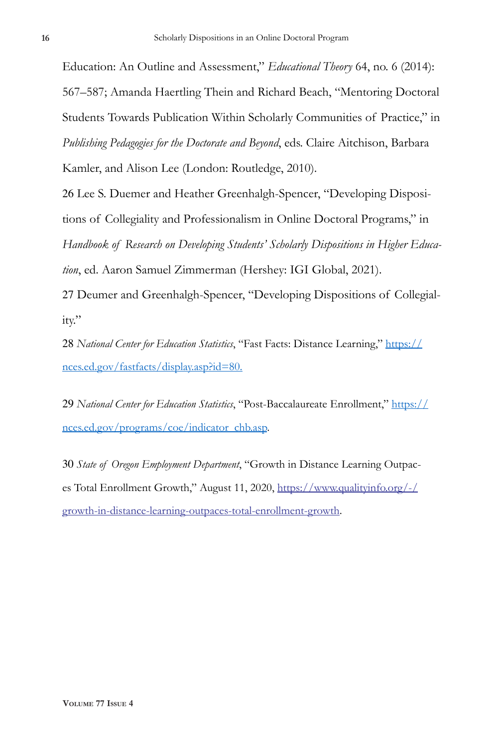Education: An Outline and Assessment," *Educational Theory* 64, no. 6 (2014): 567–587; Amanda Haertling Thein and Richard Beach, "Mentoring Doctoral Students Towards Publication Within Scholarly Communities of Practice," in *Publishing Pedagogies for the Doctorate and Beyond*, eds. Claire Aitchison, Barbara Kamler, and Alison Lee (London: Routledge, 2010).

26 Lee S. Duemer and Heather Greenhalgh-Spencer, "Developing Dispositions of Collegiality and Professionalism in Online Doctoral Programs," in *Handbook of Research on Developing Students' Scholarly Dispositions in Higher Education*, ed. Aaron Samuel Zimmerman (Hershey: IGI Global, 2021).

27 Deumer and Greenhalgh-Spencer, "Developing Dispositions of Collegiality."

28 *National Center for Education Statistics*, "Fast Facts: Distance Learning," [https://nces.ed.gov/fastfacts/display.asp?id=80.](https://nces.ed.gov/fastfacts/display.asp?id=80)

29 *National Center for Education Statistics*, "Post-Baccalaureate Enrollment," [https://nces.ed.gov/programs/coe/indicator_chb.asp](https://nces.ed.gov/programs/coe/indicator_chb.asp).

30 *State of Oregon Employment Department*, "Growth in Distance Learning Outpaces Total Enrollment Growth," August 11, 2020, [https://www.qualityinfo.org/-/growth-in-distance-learning-outpaces-total-enrollment-growth](https://www.qualityinfo.org/-/growth-in-distance-learning-outpaces-total-enrollment-growth).